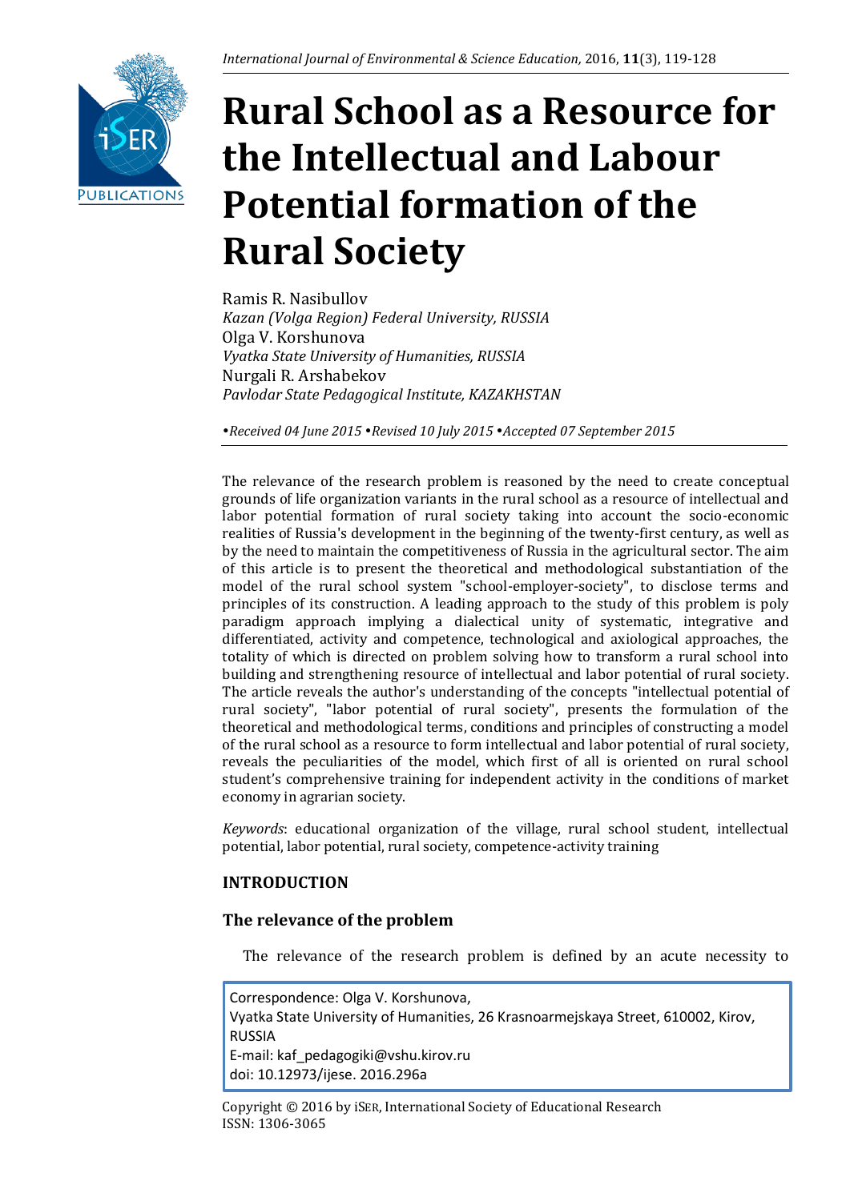# Rural School as a Resource for the Intellectual and Labour Potential formation of the Rural Society

Ramis R. Nasibullov
*Kazan (Volga Region) Federal University, RUSSIA*
Olga V. Korshunova
*Vyatka State University of Humanities, RUSSIA*
Nurgali R. Arshabekov
*Pavlodar State Pedagogical Institute, KAZAKHSTAN*

*•Received 04 June 2015 •Revised 10 July 2015 •Accepted 07 September 2015*

The relevance of the research problem is reasoned by the need to create conceptual grounds of life organization variants in the rural school as a resource of intellectual and labor potential formation of rural society taking into account the socio-economic realities of Russia's development in the beginning of the twenty-first century, as well as by the need to maintain the competitiveness of Russia in the agricultural sector. The aim of this article is to present the theoretical and methodological substantiation of the model of the rural school system "school-employer-society", to disclose terms and principles of its construction. A leading approach to the study of this problem is poly paradigm approach implying a dialectical unity of systematic, integrative and differentiated, activity and competence, technological and axiological approaches, the totality of which is directed on problem solving how to transform a rural school into building and strengthening resource of intellectual and labor potential of rural society. The article reveals the author's understanding of the concepts "intellectual potential of rural society", "labor potential of rural society", presents the formulation of the theoretical and methodological terms, conditions and principles of constructing a model of the rural school as a resource to form intellectual and labor potential of rural society, reveals the peculiarities of the model, which first of all is oriented on rural school student's comprehensive training for independent activity in the conditions of market economy in agrarian society.

*Keywords*: educational organization of the village, rural school student, intellectual potential, labor potential, rural society, competence-activity training

## INTRODUCTION

### The relevance of the problem

The relevance of the research problem is defined by an acute necessity to

Correspondence: Olga V. Korshunova,
Vyatka State University of Humanities, 26 Krasnoarmejskaya Street, 610002, Kirov, RUSSIA
E-mail: kaf_pedagogiki@vshu.kirov.ru
doi: 10.12973/ijese. 2016.296a

Copyright © 2016 by iSER, International Society of Educational Research
ISSN: 1306-3065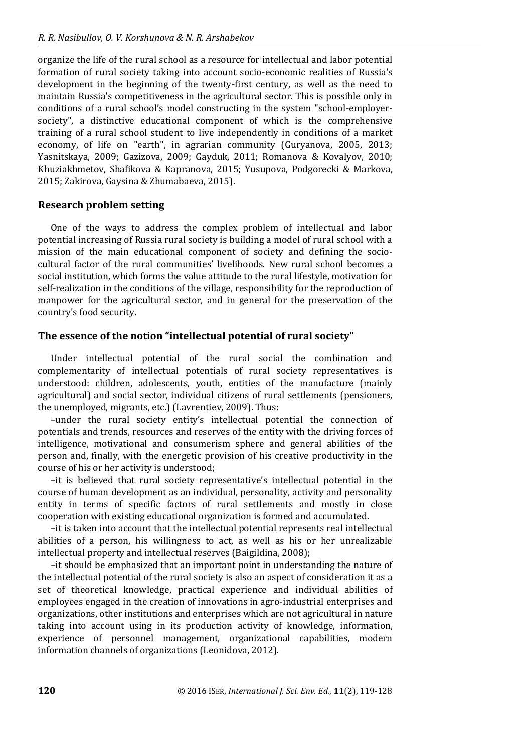organize the life of the rural school as a resource for intellectual and labor potential formation of rural society taking into account socio-economic realities of Russia's development in the beginning of the twenty-first century, as well as the need to maintain Russia's competitiveness in the agricultural sector. This is possible only in conditions of a rural school's model constructing in the system "school-employer-society", a distinctive educational component of which is the comprehensive training of a rural school student to live independently in conditions of a market economy, of life on "earth", in agrarian community (Guryanova, 2005, 2013; Yasnitskaya, 2009; Gazizova, 2009; Gayduk, 2011; Romanova & Kovalyov, 2010; Khuziakhmetov, Shafikova & Kapranova, 2015; Yusupova, Podgorecki & Markova, 2015; Zakirova, Gaysina & Zhumabaeva, 2015).

## Research problem setting

One of the ways to address the complex problem of intellectual and labor potential increasing of Russia rural society is building a model of rural school with a mission of the main educational component of society and defining the socio-cultural factor of the rural communities' livelihoods. New rural school becomes a social institution, which forms the value attitude to the rural lifestyle, motivation for self-realization in the conditions of the village, responsibility for the reproduction of manpower for the agricultural sector, and in general for the preservation of the country's food security.

## The essence of the notion "intellectual potential of rural society"

Under intellectual potential of the rural social the combination and complementarity of intellectual potentials of rural society representatives is understood: children, adolescents, youth, entities of the manufacture (mainly agricultural) and social sector, individual citizens of rural settlements (pensioners, the unemployed, migrants, etc.) (Lavrentiev, 2009). Thus:

–under the rural society entity's intellectual potential the connection of potentials and trends, resources and reserves of the entity with the driving forces of intelligence, motivational and consumerism sphere and general abilities of the person and, finally, with the energetic provision of his creative productivity in the course of his or her activity is understood;

–it is believed that rural society representative's intellectual potential in the course of human development as an individual, personality, activity and personality entity in terms of specific factors of rural settlements and mostly in close cooperation with existing educational organization is formed and accumulated.

–it is taken into account that the intellectual potential represents real intellectual abilities of a person, his willingness to act, as well as his or her unrealizable intellectual property and intellectual reserves (Baigildina, 2008);

–it should be emphasized that an important point in understanding the nature of the intellectual potential of the rural society is also an aspect of consideration it as a set of theoretical knowledge, practical experience and individual abilities of employees engaged in the creation of innovations in agro-industrial enterprises and organizations, other institutions and enterprises which are not agricultural in nature taking into account using in its production activity of knowledge, information, experience of personnel management, organizational capabilities, modern information channels of organizations (Leonidova, 2012).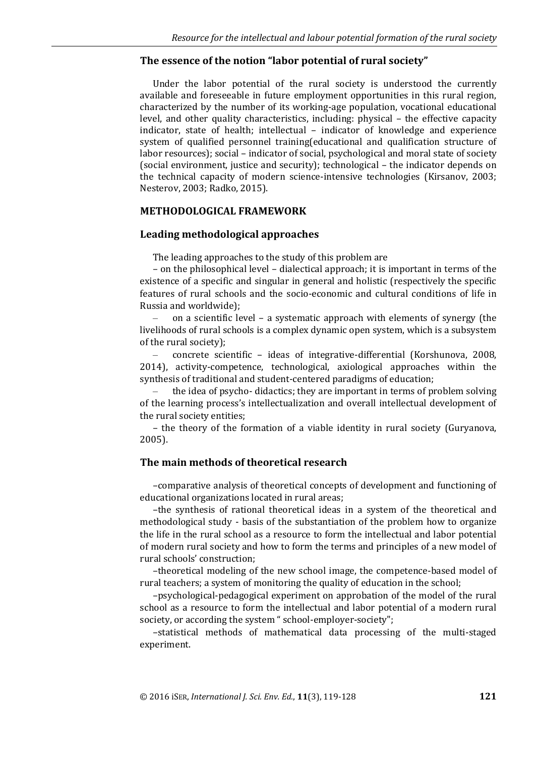### The essence of the notion "labor potential of rural society"

Under the labor potential of the rural society is understood the currently available and foreseeable in future employment opportunities in this rural region, characterized by the number of its working-age population, vocational educational level, and other quality characteristics, including: physical – the effective capacity indicator, state of health; intellectual – indicator of knowledge and experience system of qualified personnel training(educational and qualification structure of labor resources); social – indicator of social, psychological and moral state of society (social environment, justice and security); technological – the indicator depends on the technical capacity of modern science-intensive technologies (Kirsanov, 2003; Nesterov, 2003; Radko, 2015).

## METHODOLOGICAL FRAMEWORK

### Leading methodological approaches

The leading approaches to the study of this problem are

– on the philosophical level – dialectical approach; it is important in terms of the existence of a specific and singular in general and holistic (respectively the specific features of rural schools and the socio-economic and cultural conditions of life in Russia and worldwide);

– on a scientific level – a systematic approach with elements of synergy (the livelihoods of rural schools is a complex dynamic open system, which is a subsystem of the rural society);

– concrete scientific – ideas of integrative-differential (Korshunova, 2008, 2014), activity-competence, technological, axiological approaches within the synthesis of traditional and student-centered paradigms of education;

– the idea of psycho- didactics; they are important in terms of problem solving of the learning process's intellectualization and overall intellectual development of the rural society entities;

– the theory of the formation of a viable identity in rural society (Guryanova, 2005).

### The main methods of theoretical research

–comparative analysis of theoretical concepts of development and functioning of educational organizations located in rural areas;

–the synthesis of rational theoretical ideas in a system of the theoretical and methodological study - basis of the substantiation of the problem how to organize the life in the rural school as a resource to form the intellectual and labor potential of modern rural society and how to form the terms and principles of a new model of rural schools' construction;

–theoretical modeling of the new school image, the competence-based model of rural teachers; a system of monitoring the quality of education in the school;

–psychological-pedagogical experiment on approbation of the model of the rural school as a resource to form the intellectual and labor potential of a modern rural society, or according the system " school-employer-society";

–statistical methods of mathematical data processing of the multi-staged experiment.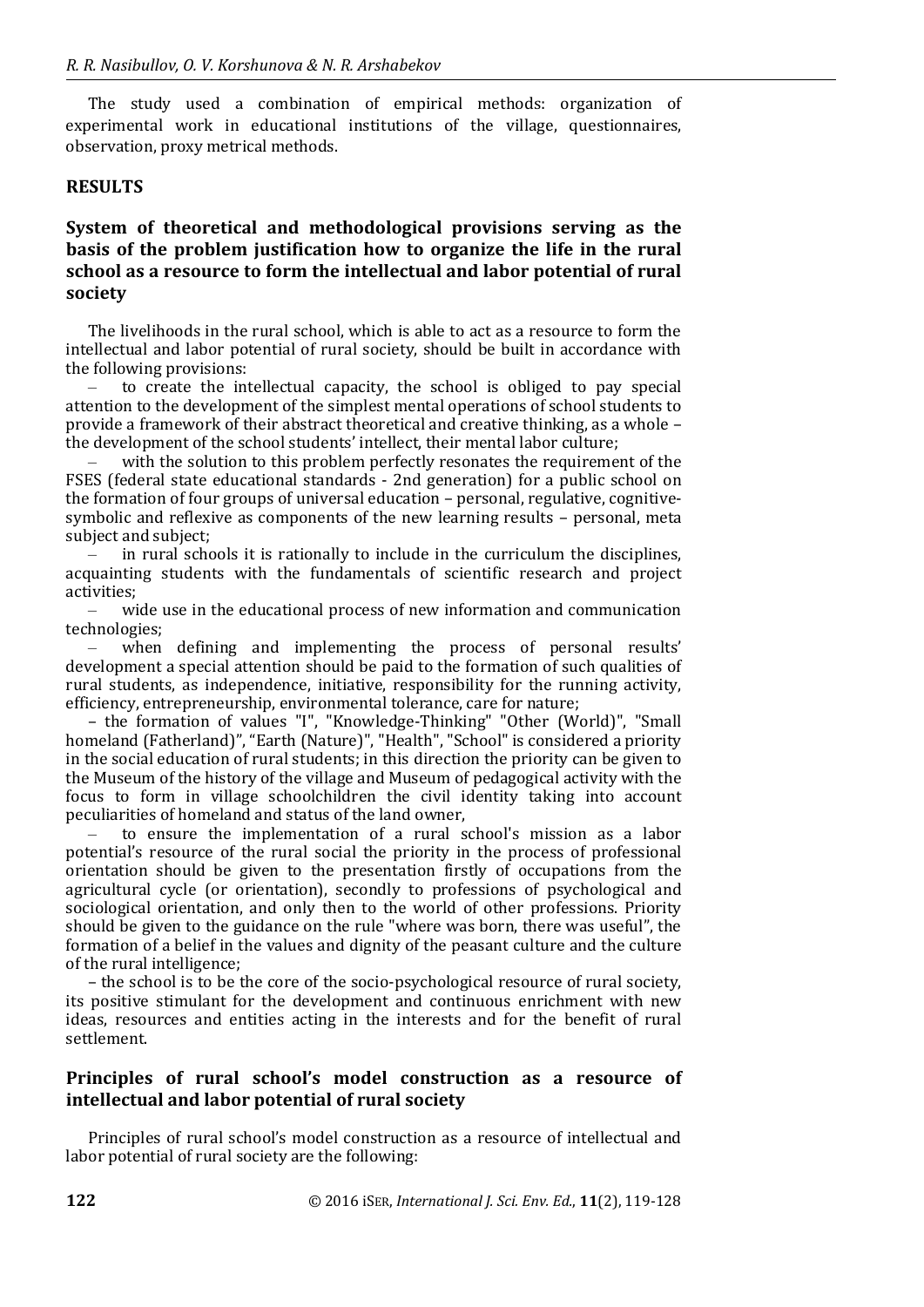The study used a combination of empirical methods: organization of experimental work in educational institutions of the village, questionnaires, observation, proxy metrical methods.

## RESULTS

### System of theoretical and methodological provisions serving as the basis of the problem justification how to organize the life in the rural school as a resource to form the intellectual and labor potential of rural society

The livelihoods in the rural school, which is able to act as a resource to form the intellectual and labor potential of rural society, should be built in accordance with the following provisions:

– to create the intellectual capacity, the school is obliged to pay special attention to the development of the simplest mental operations of school students to provide a framework of their abstract theoretical and creative thinking, as a whole – the development of the school students' intellect, their mental labor culture;

– with the solution to this problem perfectly resonates the requirement of the FSES (federal state educational standards - 2nd generation) for a public school on the formation of four groups of universal education – personal, regulative, cognitive-symbolic and reflexive as components of the new learning results – personal, meta subject and subject;

– in rural schools it is rationally to include in the curriculum the disciplines, acquainting students with the fundamentals of scientific research and project activities;

– wide use in the educational process of new information and communication technologies;

– when defining and implementing the process of personal results' development a special attention should be paid to the formation of such qualities of rural students, as independence, initiative, responsibility for the running activity, efficiency, entrepreneurship, environmental tolerance, care for nature;

– the formation of values "I", "Knowledge-Thinking" "Other (World)", "Small homeland (Fatherland)", "Earth (Nature)", "Health", "School" is considered a priority in the social education of rural students; in this direction the priority can be given to the Museum of the history of the village and Museum of pedagogical activity with the focus to form in village schoolchildren the civil identity taking into account peculiarities of homeland and status of the land owner,

– to ensure the implementation of a rural school's mission as a labor potential's resource of the rural social the priority in the process of professional orientation should be given to the presentation firstly of occupations from the agricultural cycle (or orientation), secondly to professions of psychological and sociological orientation, and only then to the world of other professions. Priority should be given to the guidance on the rule "where was born, there was useful", the formation of a belief in the values and dignity of the peasant culture and the culture of the rural intelligence;

– the school is to be the core of the socio-psychological resource of rural society, its positive stimulant for the development and continuous enrichment with new ideas, resources and entities acting in the interests and for the benefit of rural settlement.

### Principles of rural school's model construction as a resource of intellectual and labor potential of rural society

Principles of rural school's model construction as a resource of intellectual and labor potential of rural society are the following: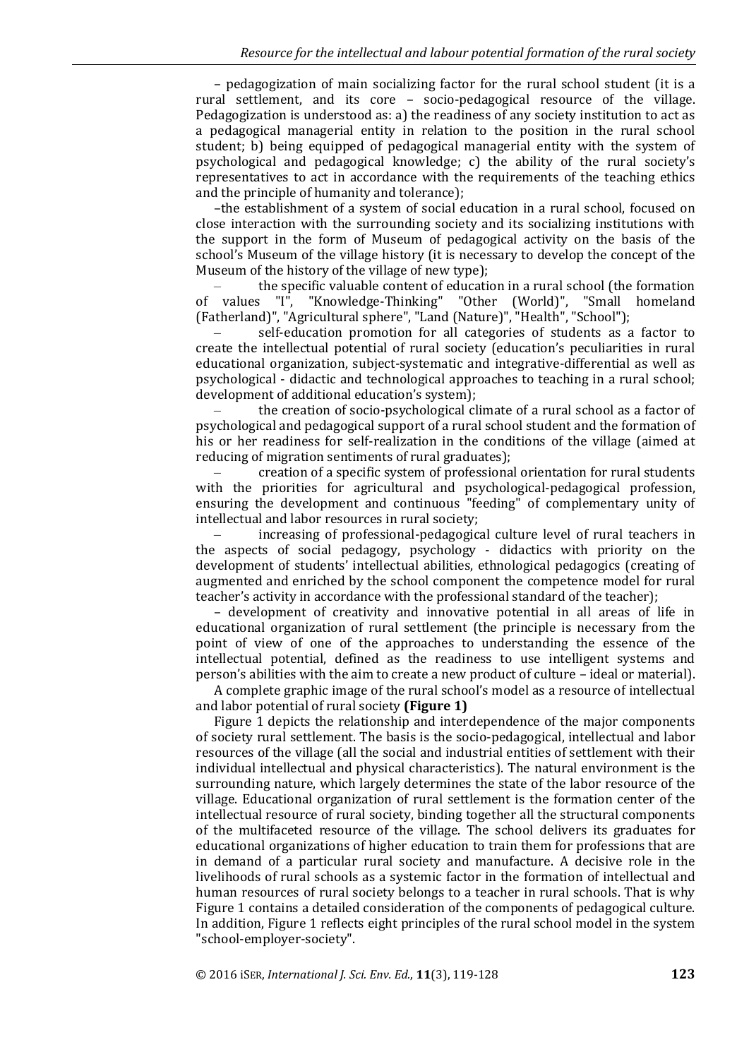– pedagogization of main socializing factor for the rural school student (it is a rural settlement, and its core – socio-pedagogical resource of the village. Pedagogization is understood as: a) the readiness of any society institution to act as a pedagogical managerial entity in relation to the position in the rural school student; b) being equipped of pedagogical managerial entity with the system of psychological and pedagogical knowledge; c) the ability of the rural society's representatives to act in accordance with the requirements of the teaching ethics and the principle of humanity and tolerance);

–the establishment of a system of social education in a rural school, focused on close interaction with the surrounding society and its socializing institutions with the support in the form of Museum of pedagogical activity on the basis of the school's Museum of the village history (it is necessary to develop the concept of the Museum of the history of the village of new type);

– the specific valuable content of education in a rural school (the formation of values "I", "Knowledge-Thinking" "Other (World)", "Small homeland (Fatherland)", "Agricultural sphere", "Land (Nature)", "Health", "School");

– self-education promotion for all categories of students as a factor to create the intellectual potential of rural society (education's peculiarities in rural educational organization, subject-systematic and integrative-differential as well as psychological - didactic and technological approaches to teaching in a rural school; development of additional education's system);

– the creation of socio-psychological climate of a rural school as a factor of psychological and pedagogical support of a rural school student and the formation of his or her readiness for self-realization in the conditions of the village (aimed at reducing of migration sentiments of rural graduates);

– creation of a specific system of professional orientation for rural students with the priorities for agricultural and psychological-pedagogical profession, ensuring the development and continuous "feeding" of complementary unity of intellectual and labor resources in rural society;

– increasing of professional-pedagogical culture level of rural teachers in the aspects of social pedagogy, psychology - didactics with priority on the development of students' intellectual abilities, ethnological pedagogics (creating of augmented and enriched by the school component the competence model for rural teacher's activity in accordance with the professional standard of the teacher);

– development of creativity and innovative potential in all areas of life in educational organization of rural settlement (the principle is necessary from the point of view of one of the approaches to understanding the essence of the intellectual potential, defined as the readiness to use intelligent systems and person's abilities with the aim to create a new product of culture – ideal or material).

A complete graphic image of the rural school's model as a resource of intellectual and labor potential of rural society **(Figure 1)**

Figure 1 depicts the relationship and interdependence of the major components of society rural settlement. The basis is the socio-pedagogical, intellectual and labor resources of the village (all the social and industrial entities of settlement with their individual intellectual and physical characteristics). The natural environment is the surrounding nature, which largely determines the state of the labor resource of the village. Educational organization of rural settlement is the formation center of the intellectual resource of rural society, binding together all the structural components of the multifaceted resource of the village. The school delivers its graduates for educational organizations of higher education to train them for professions that are in demand of a particular rural society and manufacture. A decisive role in the livelihoods of rural schools as a systemic factor in the formation of intellectual and human resources of rural society belongs to a teacher in rural schools. That is why Figure 1 contains a detailed consideration of the components of pedagogical culture. In addition, Figure 1 reflects eight principles of the rural school model in the system "school-employer-society".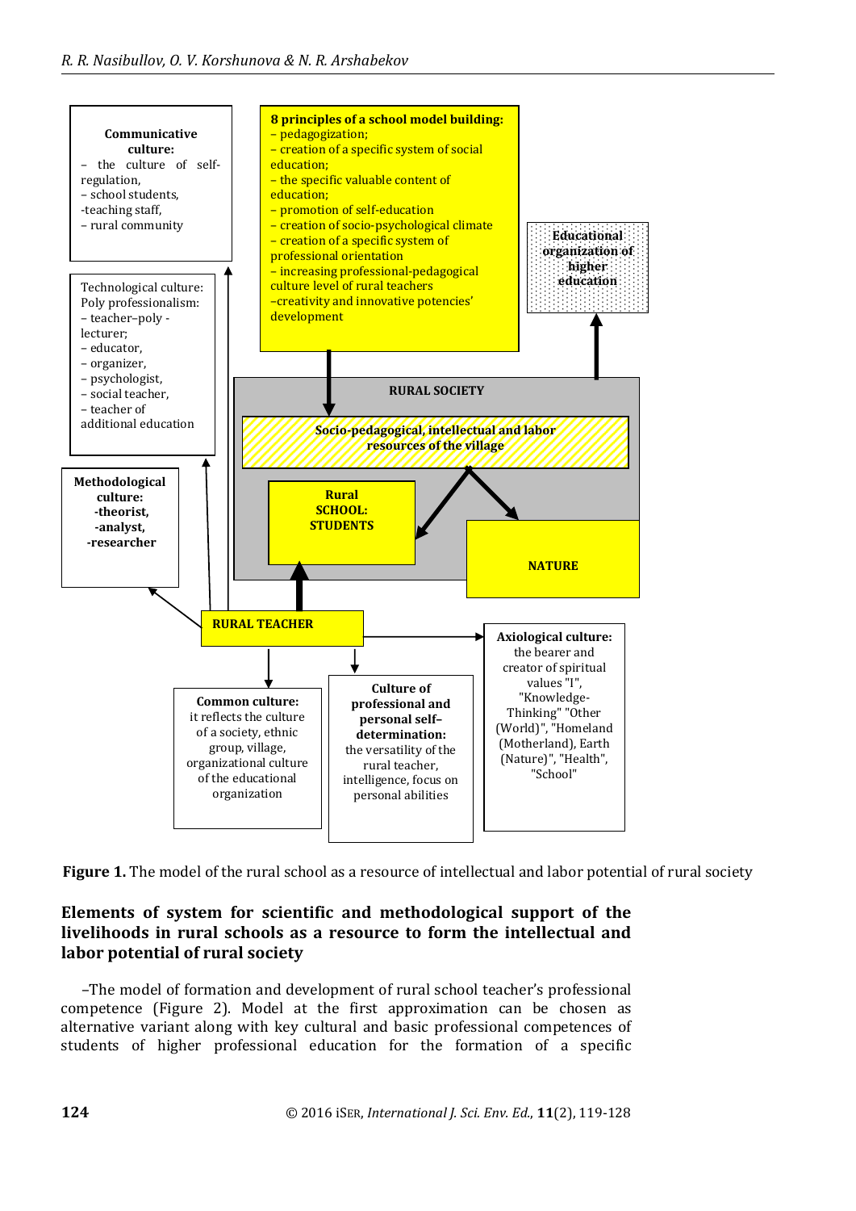**Communicative culture:**
– the culture of self-regulation,
– school students,
-teaching staff,
– rural community

**8 principles of a school model building:**
– pedagogization;
– creation of a specific system of social education;
– the specific valuable content of education;
– promotion of self-education
– creation of socio-psychological climate
– creation of a specific system of professional orientation
– increasing professional-pedagogical culture level of rural teachers
–creativity and innovative potencies' development

**Educational organization of higher education**

Technological culture:
Poly professionalism:
– teacher–poly - lecturer;
– educator,
– organizer,
– psychologist,
– social teacher,
– teacher of additional education

**RURAL SOCIETY**

**Socio-pedagogical, intellectual and labor resources of the village**

**Methodological culture:**
**-theorist,**
**-analyst,**
**-researcher**

**Rural SCHOOL: STUDENTS**

**NATURE**

**RURAL TEACHER**

**Common culture:**
it reflects the culture of a society, ethnic group, village, organizational culture of the educational organization

**Culture of professional and personal self–determination:**
the versatility of the rural teacher, intelligence, focus on personal abilities

**Axiological culture:**
the bearer and creator of spiritual values "I", "Knowledge-Thinking" "Other (World)", "Homeland (Motherland), Earth (Nature)", "Health", "School"

**Figure 1.** The model of the rural school as a resource of intellectual and labor potential of rural society

## Elements of system for scientific and methodological support of the livelihoods in rural schools as a resource to form the intellectual and labor potential of rural society

–The model of formation and development of rural school teacher's professional competence (Figure 2). Model at the first approximation can be chosen as alternative variant along with key cultural and basic professional competences of students of higher professional education for the formation of a specific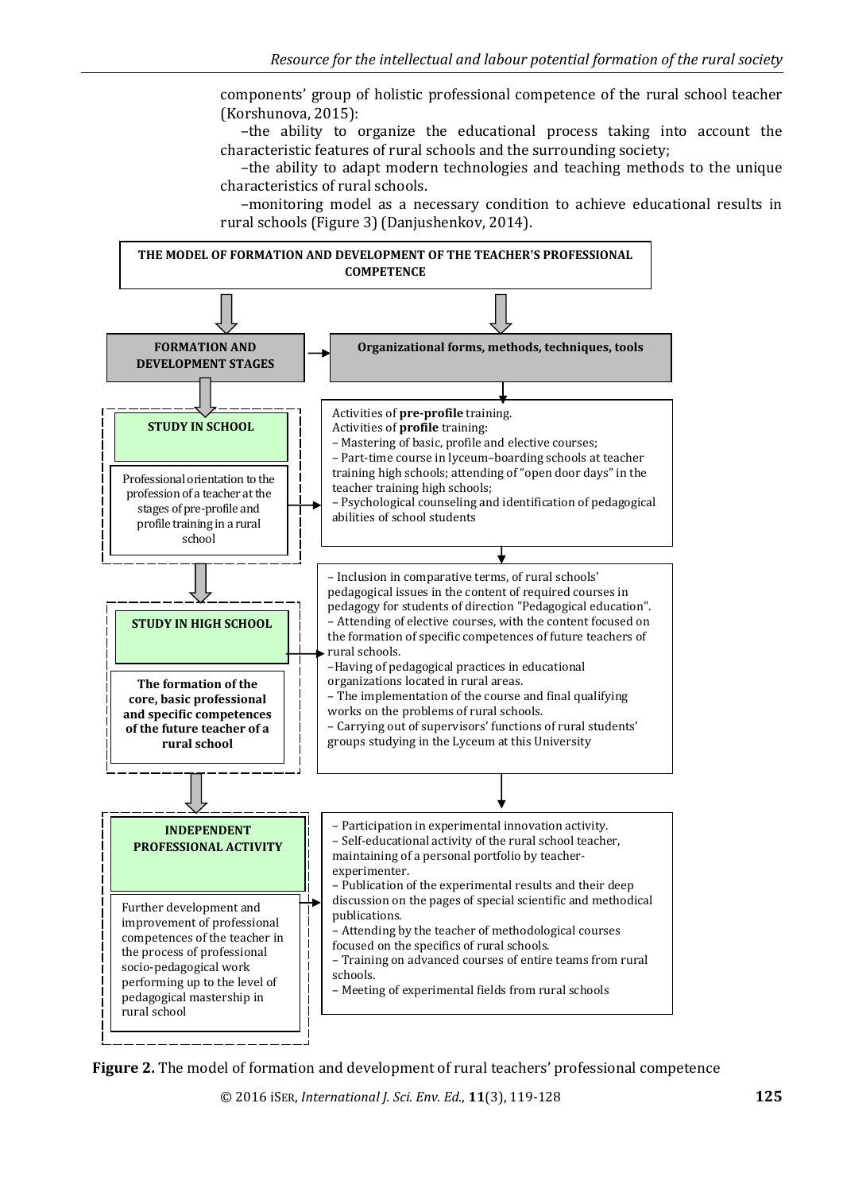components' group of holistic professional competence of the rural school teacher (Korshunova, 2015):

–the ability to organize the educational process taking into account the characteristic features of rural schools and the surrounding society;

–the ability to adapt modern technologies and teaching methods to the unique characteristics of rural schools.

–monitoring model as a necessary condition to achieve educational results in rural schools (Figure 3) (Danjushenkov, 2014).

**THE MODEL OF FORMATION AND DEVELOPMENT OF THE TEACHER'S PROFESSIONAL COMPETENCE**

| **FORMATION AND DEVELOPMENT STAGES** | **Organizational forms, methods, techniques, tools** |
|---|---|
| **STUDY IN SCHOOL**<br>Professional orientation to the profession of a teacher at the stages of pre-profile and profile training in a rural school | Activities of **pre-profile** training.<br>Activities of **profile** training:<br>– Mastering of basic, profile and elective courses;<br>– Part-time course in lyceum–boarding schools at teacher training high schools; attending of "open door days" in the teacher training high schools;<br>– Psychological counseling and identification of pedagogical abilities of school students |
| **STUDY IN HIGH SCHOOL**<br>**The formation of the core, basic professional and specific competences of the future teacher of a rural school** | – Inclusion in comparative terms, of rural schools' pedagogical issues in the content of required courses in pedagogy for students of direction "Pedagogical education".<br>– Attending of elective courses, with the content focused on the formation of specific competences of future teachers of rural schools.<br>–Having of pedagogical practices in educational organizations located in rural areas.<br>– The implementation of the course and final qualifying works on the problems of rural schools.<br>– Carrying out of supervisors' functions of rural students' groups studying in the Lyceum at this University |
| **INDEPENDENT PROFESSIONAL ACTIVITY**<br>Further development and improvement of professional competences of the teacher in the process of professional socio-pedagogical work performing up to the level of pedagogical mastership in rural school | – Participation in experimental innovation activity.<br>– Self-educational activity of the rural school teacher, maintaining of a personal portfolio by teacher-experimenter.<br>– Publication of the experimental results and their deep discussion on the pages of special scientific and methodical publications.<br>– Attending by the teacher of methodological courses focused on the specifics of rural schools.<br>– Training on advanced courses of entire teams from rural schools.<br>– Meeting of experimental fields from rural schools |

**Figure 2.** The model of formation and development of rural teachers' professional competence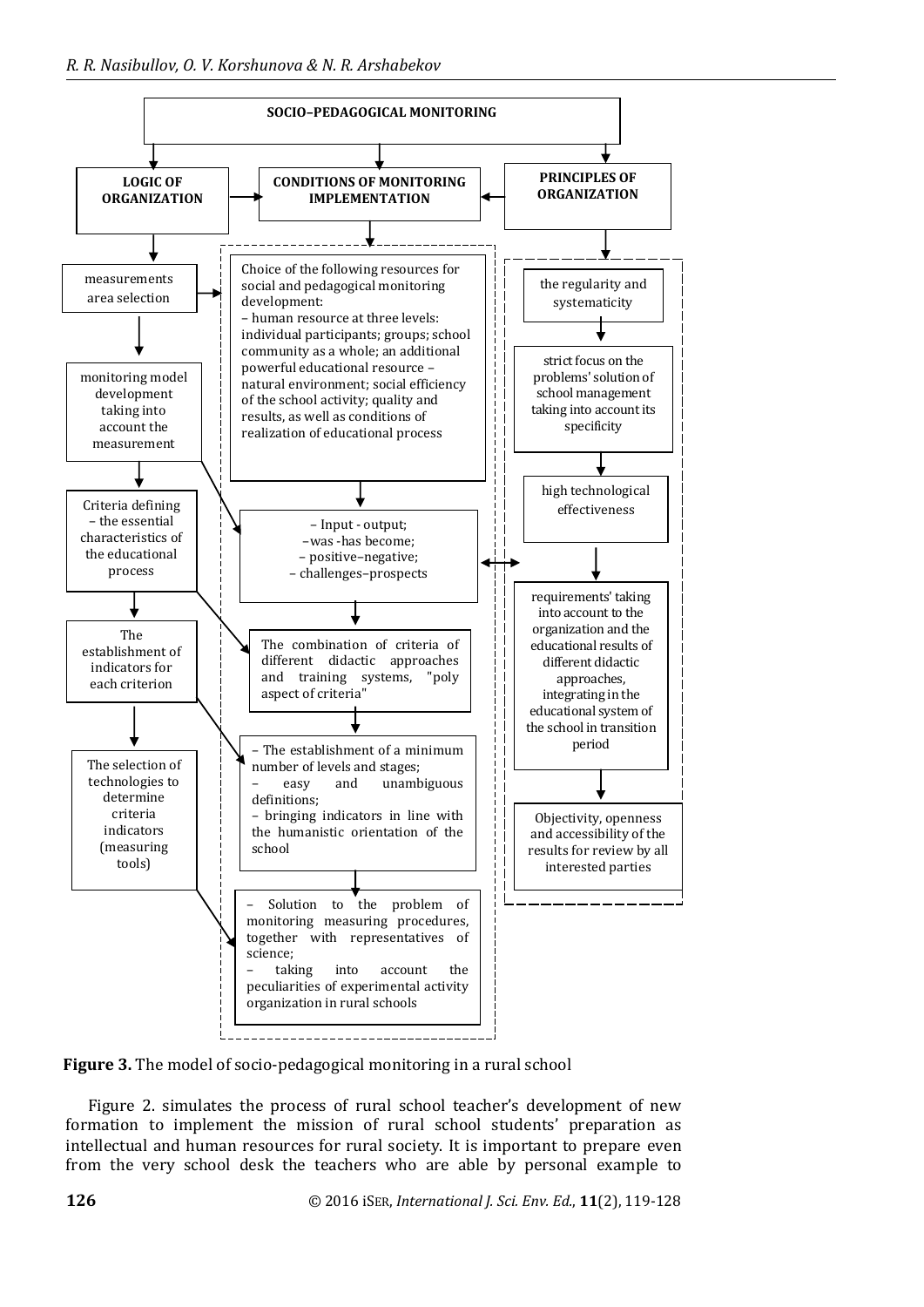SOCIO–PEDAGOGICAL MONITORING

LOGIC OF ORGANIZATION

CONDITIONS OF MONITORING IMPLEMENTATION

PRINCIPLES OF ORGANIZATION

measurements area selection

monitoring model development taking into account the measurement

Criteria defining – the essential characteristics of the educational process

The establishment of indicators for each criterion

The selection of technologies to determine criteria indicators (measuring tools)

Choice of the following resources for social and pedagogical monitoring development:
– human resource at three levels: individual participants; groups; school community as a whole; an additional powerful educational resource – natural environment; social efficiency of the school activity; quality and results, as well as conditions of realization of educational process

– Input - output;
–was -has become;
– positive–negative;
– challenges–prospects

The combination of criteria of different didactic approaches and training systems, "poly aspect of criteria"

– The establishment of a minimum number of levels and stages;
– easy and unambiguous definitions;
– bringing indicators in line with the humanistic orientation of the school

– Solution to the problem of monitoring measuring procedures, together with representatives of science;
– taking into account the peculiarities of experimental activity organization in rural schools

the regularity and systematicity

strict focus on the problems' solution of school management taking into account its specificity

high technological effectiveness

requirements' taking into account to the organization and the educational results of different didactic approaches, integrating in the educational system of the school in transition period

Objectivity, openness and accessibility of the results for review by all interested parties

**Figure 3.** The model of socio-pedagogical monitoring in a rural school

Figure 2. simulates the process of rural school teacher's development of new formation to implement the mission of rural school students' preparation as intellectual and human resources for rural society. It is important to prepare even from the very school desk the teachers who are able by personal example to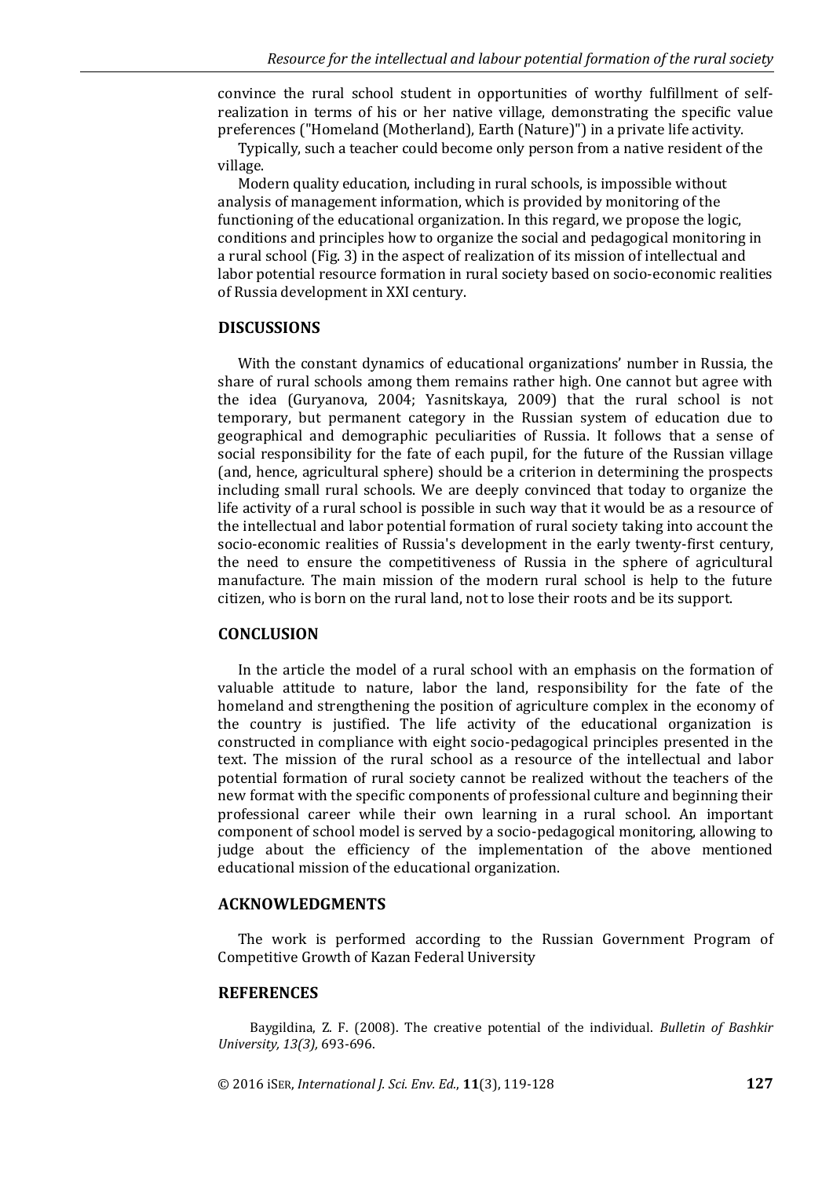convince the rural school student in opportunities of worthy fulfillment of self-realization in terms of his or her native village, demonstrating the specific value preferences ("Homeland (Motherland), Earth (Nature)") in a private life activity.

Typically, such a teacher could become only person from a native resident of the village.

Modern quality education, including in rural schools, is impossible without analysis of management information, which is provided by monitoring of the functioning of the educational organization. In this regard, we propose the logic, conditions and principles how to organize the social and pedagogical monitoring in a rural school (Fig. 3) in the aspect of realization of its mission of intellectual and labor potential resource formation in rural society based on socio-economic realities of Russia development in XXI century.

## DISCUSSIONS

With the constant dynamics of educational organizations' number in Russia, the share of rural schools among them remains rather high. One cannot but agree with the idea (Guryanova, 2004; Yasnitskaya, 2009) that the rural school is not temporary, but permanent category in the Russian system of education due to geographical and demographic peculiarities of Russia. It follows that a sense of social responsibility for the fate of each pupil, for the future of the Russian village (and, hence, agricultural sphere) should be a criterion in determining the prospects including small rural schools. We are deeply convinced that today to organize the life activity of a rural school is possible in such way that it would be as a resource of the intellectual and labor potential formation of rural society taking into account the socio-economic realities of Russia's development in the early twenty-first century, the need to ensure the competitiveness of Russia in the sphere of agricultural manufacture. The main mission of the modern rural school is help to the future citizen, who is born on the rural land, not to lose their roots and be its support.

## CONCLUSION

In the article the model of a rural school with an emphasis on the formation of valuable attitude to nature, labor the land, responsibility for the fate of the homeland and strengthening the position of agriculture complex in the economy of the country is justified. The life activity of the educational organization is constructed in compliance with eight socio-pedagogical principles presented in the text. The mission of the rural school as a resource of the intellectual and labor potential formation of rural society cannot be realized without the teachers of the new format with the specific components of professional culture and beginning their professional career while their own learning in a rural school. An important component of school model is served by a socio-pedagogical monitoring, allowing to judge about the efficiency of the implementation of the above mentioned educational mission of the educational organization.

## ACKNOWLEDGMENTS

The work is performed according to the Russian Government Program of Competitive Growth of Kazan Federal University

## REFERENCES

Baygildina, Z. F. (2008). The creative potential of the individual. *Bulletin of Bashkir University, 13(3),* 693-696.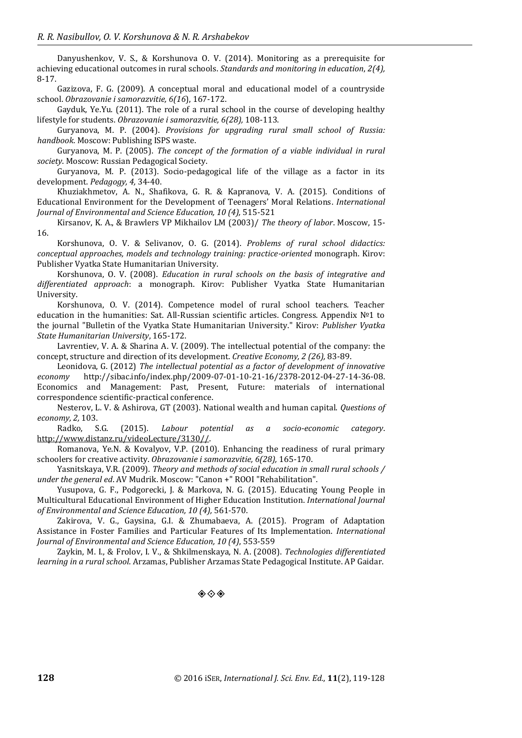Danyushenkov, V. S., & Korshunova O. V. (2014). Monitoring as a prerequisite for achieving educational outcomes in rural schools. *Standards and monitoring in education*, *2(4),* 8-17.

Gazizova, F. G. (2009). A conceptual moral and educational model of a countryside school. *Obrazovanie i samorazvitie, 6(16*), 167-172.

Gayduk, Ye.Yu. (2011). The role of a rural school in the course of developing healthy lifestyle for students. *Obrazovanie i samorazvitie, 6(28),* 108-113.

Guryanova, M. P. (2004). *Provisions for upgrading rural small school of Russia: handbook*. Moscow: Publishing ISPS waste.

Guryanova, M. P. (2005). *The concept of the formation of a viable individual in rural society*. Moscow: Russian Pedagogical Society.

Guryanova, M. P. (2013). Socio-pedagogical life of the village as a factor in its development. *Pedagogy, 4,* 34-40.

Khuziakhmetov, A. N., Shafikova, G. R. & Kapranova, V. A. (2015). Conditions of Educational Environment for the Development of Teenagers' Moral Relations. *International Journal of Environmental and Science Education, 10 (4),* 515-521

Kirsanov, K. A., & Brawlers VP Mikhailov LM (2003)/ *The theory of labor*. Moscow, 15-16.

Korshunova, O. V. & Selivanov, O. G. (2014). *Problems of rural school didactics: conceptual approaches, models and technology training: practice-oriented* monograph. Kirov: Publisher Vyatka State Humanitarian University.

Korshunova, O. V. (2008). *Education in rural schools on the basis of integrative and differentiated approach*: a monograph. Kirov: Publisher Vyatka State Humanitarian University.

Korshunova, O. V. (2014). Competence model of rural school teachers. Teacher education in the humanities: Sat. All-Russian scientific articles. Congress. Appendix №1 to the journal "Bulletin of the Vyatka State Humanitarian University." Kirov: *Publisher Vyatka State Humanitarian University*, 165-172.

Lavrentiev, V. A. & Sharina A. V. (2009). The intellectual potential of the company: the concept, structure and direction of its development. *Creative Economy, 2 (26),* 83-89.

Leonidova, G. (2012) *The intellectual potential as a factor of development of innovative economy* http://sibac.info/index.php/2009-07-01-10-21-16/2378-2012-04-27-14-36-08. Economics and Management: Past, Present, Future: materials of international correspondence scientific-practical conference.

Nesterov, L. V. & Ashirova, GT (2003). National wealth and human capital. *Questions of economy, 2,* 103.

Radko, S.G. (2015). *Labour potential as a socio-economic category*. http://www.distanz.ru/videoLecture/3130//.

Romanova, Ye.N. & Kovalyov, V.P. (2010). Enhancing the readiness of rural primary schoolers for creative activity. *Obrazovanie i samorazvitie, 6(28),* 165-170.

Yasnitskaya, V.R. (2009). *Theory and methods of social education in small rural schools / under the general ed*. AV Mudrik. Moscow: "Canon +" ROOI "Rehabilitation".

Yusupova, G. F., Podgorecki, J. & Markova, N. G. (2015). Educating Young People in Multicultural Educational Environment of Higher Education Institution. *International Journal of Environmental and Science Education, 10 (4),* 561-570.

Zakirova, V. G., Gaysina, G.I. & Zhumabaeva, A. (2015). Program of Adaptation Assistance in Foster Families and Particular Features of Its Implementation. *International Journal of Environmental and Science Education, 10 (4)*, 553-559

Zaykin, M. I., & Frolov, I. V., & Shkilmenskaya, N. A. (2008). *Technologies differentiated learning in a rural school*. Arzamas, Publisher Arzamas State Pedagogical Institute. AP Gaidar.

◈◇◈